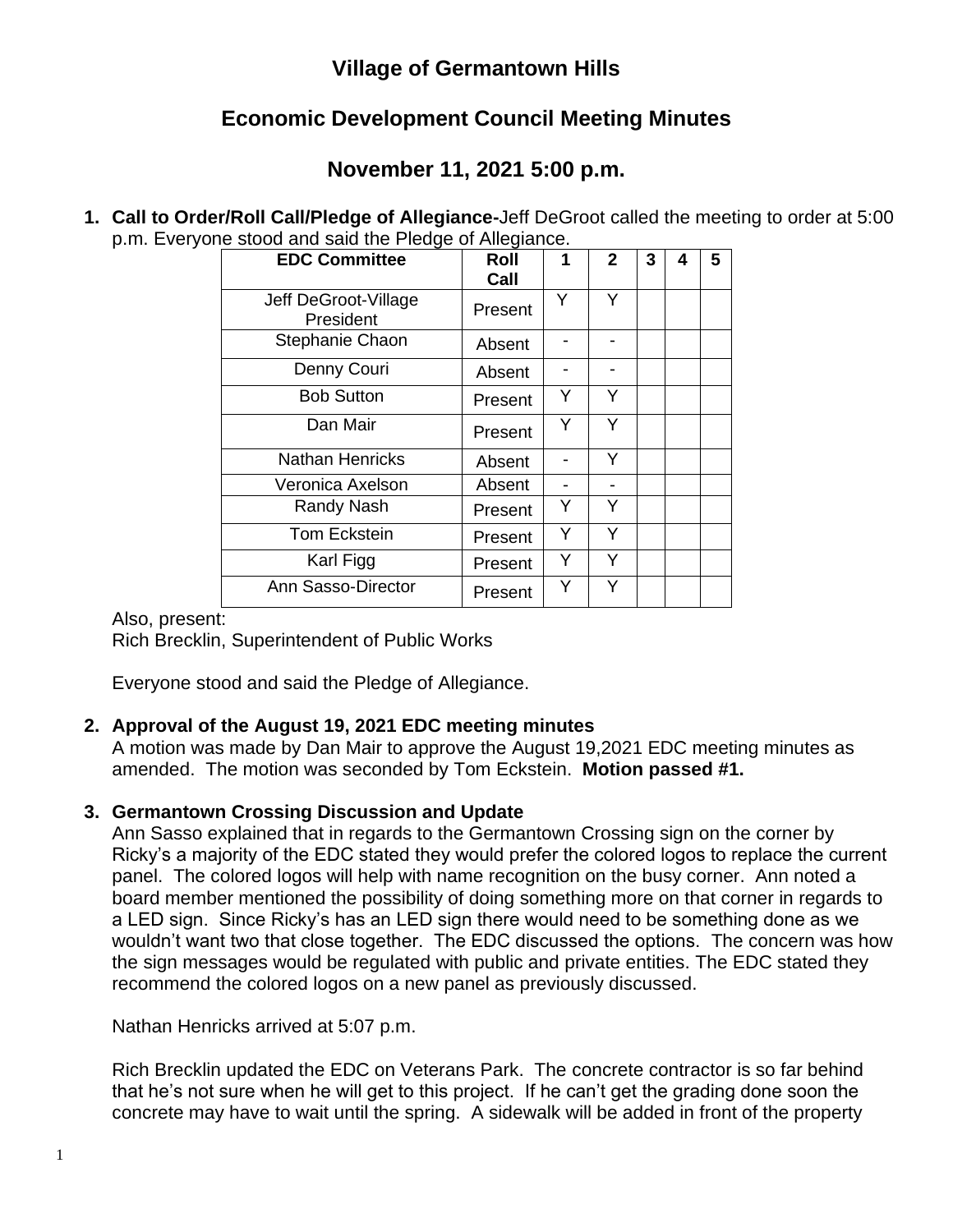# Village of Germantown Hills

## Economic Development Council Meeting Minutes

## November 11, 2021 5:00 p.m.

1. **Call to Order/Roll Call/Pledge of Allegiance-**Jeff DeGroot called the meeting to order at 5:00 p.m. Everyone stood and said the Pledge of Allegiance.

| EDC Committee | Roll Call | 1 | 2 | 3 | 4 | 5 |
|---|---|---|---|---|---|---|
| Jeff DeGroot-Village President | Present | Y | Y | | | |
| Stephanie Chaon | Absent | - | - | | | |
| Denny Couri | Absent | - | - | | | |
| Bob Sutton | Present | Y | Y | | | |
| Dan Mair | Present | Y | Y | | | |
| Nathan Henricks | Absent | - | Y | | | |
| Veronica Axelson | Absent | - | - | | | |
| Randy Nash | Present | Y | Y | | | |
| Tom Eckstein | Present | Y | Y | | | |
| Karl Figg | Present | Y | Y | | | |
| Ann Sasso-Director | Present | Y | Y | | | |

Also, present:
Rich Brecklin, Superintendent of Public Works

Everyone stood and said the Pledge of Allegiance.

2. **Approval of the August 19, 2021 EDC meeting minutes**
A motion was made by Dan Mair to approve the August 19,2021 EDC meeting minutes as amended. The motion was seconded by Tom Eckstein. **Motion passed #1.**

3. **Germantown Crossing Discussion and Update**
Ann Sasso explained that in regards to the Germantown Crossing sign on the corner by Ricky's a majority of the EDC stated they would prefer the colored logos to replace the current panel. The colored logos will help with name recognition on the busy corner. Ann noted a board member mentioned the possibility of doing something more on that corner in regards to a LED sign. Since Ricky's has an LED sign there would need to be something done as we wouldn't want two that close together. The EDC discussed the options. The concern was how the sign messages would be regulated with public and private entities. The EDC stated they recommend the colored logos on a new panel as previously discussed.

Nathan Henricks arrived at 5:07 p.m.

Rich Brecklin updated the EDC on Veterans Park. The concrete contractor is so far behind that he's not sure when he will get to this project. If he can't get the grading done soon the concrete may have to wait until the spring. A sidewalk will be added in front of the property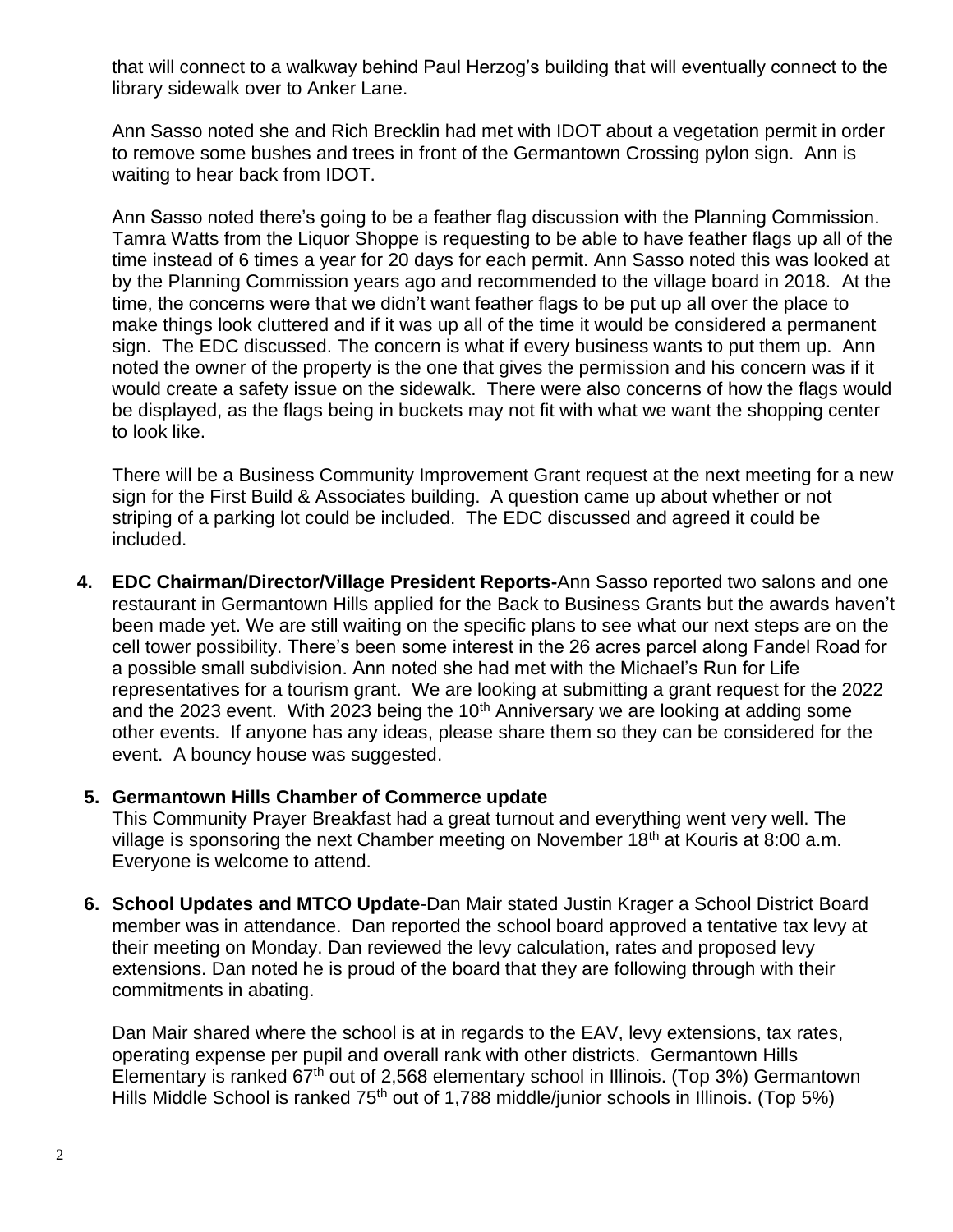that will connect to a walkway behind Paul Herzog's building that will eventually connect to the library sidewalk over to Anker Lane.

Ann Sasso noted she and Rich Brecklin had met with IDOT about a vegetation permit in order to remove some bushes and trees in front of the Germantown Crossing pylon sign. Ann is waiting to hear back from IDOT.

Ann Sasso noted there's going to be a feather flag discussion with the Planning Commission. Tamra Watts from the Liquor Shoppe is requesting to be able to have feather flags up all of the time instead of 6 times a year for 20 days for each permit. Ann Sasso noted this was looked at by the Planning Commission years ago and recommended to the village board in 2018. At the time, the concerns were that we didn't want feather flags to be put up all over the place to make things look cluttered and if it was up all of the time it would be considered a permanent sign. The EDC discussed. The concern is what if every business wants to put them up. Ann noted the owner of the property is the one that gives the permission and his concern was if it would create a safety issue on the sidewalk. There were also concerns of how the flags would be displayed, as the flags being in buckets may not fit with what we want the shopping center to look like.

There will be a Business Community Improvement Grant request at the next meeting for a new sign for the First Build & Associates building. A question came up about whether or not striping of a parking lot could be included. The EDC discussed and agreed it could be included.

4. **EDC Chairman/Director/Village President Reports-**Ann Sasso reported two salons and one restaurant in Germantown Hills applied for the Back to Business Grants but the awards haven't been made yet. We are still waiting on the specific plans to see what our next steps are on the cell tower possibility. There's been some interest in the 26 acres parcel along Fandel Road for a possible small subdivision. Ann noted she had met with the Michael's Run for Life representatives for a tourism grant. We are looking at submitting a grant request for the 2022 and the 2023 event. With 2023 being the 10th Anniversary we are looking at adding some other events. If anyone has any ideas, please share them so they can be considered for the event. A bouncy house was suggested.

5. **Germantown Hills Chamber of Commerce update**
   This Community Prayer Breakfast had a great turnout and everything went very well. The village is sponsoring the next Chamber meeting on November 18th at Kouris at 8:00 a.m. Everyone is welcome to attend.

6. **School Updates and MTCO Update**-Dan Mair stated Justin Krager a School District Board member was in attendance. Dan reported the school board approved a tentative tax levy at their meeting on Monday. Dan reviewed the levy calculation, rates and proposed levy extensions. Dan noted he is proud of the board that they are following through with their commitments in abating.

   Dan Mair shared where the school is at in regards to the EAV, levy extensions, tax rates, operating expense per pupil and overall rank with other districts. Germantown Hills Elementary is ranked 67th out of 2,568 elementary school in Illinois. (Top 3%) Germantown Hills Middle School is ranked 75th out of 1,788 middle/junior schools in Illinois. (Top 5%)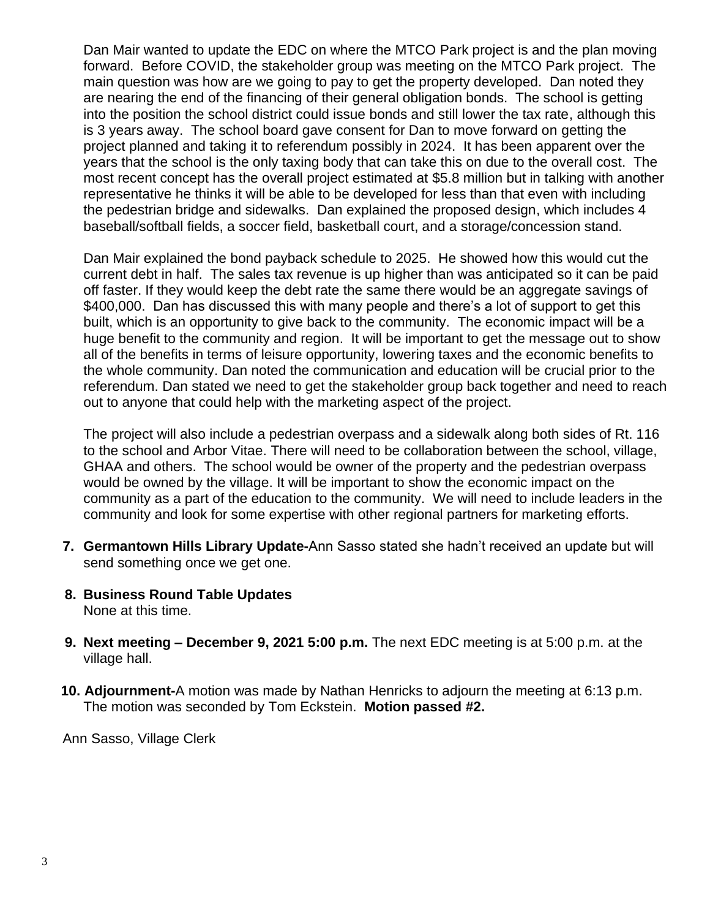Dan Mair wanted to update the EDC on where the MTCO Park project is and the plan moving forward. Before COVID, the stakeholder group was meeting on the MTCO Park project. The main question was how are we going to pay to get the property developed. Dan noted they are nearing the end of the financing of their general obligation bonds. The school is getting into the position the school district could issue bonds and still lower the tax rate, although this is 3 years away. The school board gave consent for Dan to move forward on getting the project planned and taking it to referendum possibly in 2024. It has been apparent over the years that the school is the only taxing body that can take this on due to the overall cost. The most recent concept has the overall project estimated at $5.8 million but in talking with another representative he thinks it will be able to be developed for less than that even with including the pedestrian bridge and sidewalks. Dan explained the proposed design, which includes 4 baseball/softball fields, a soccer field, basketball court, and a storage/concession stand.

Dan Mair explained the bond payback schedule to 2025. He showed how this would cut the current debt in half. The sales tax revenue is up higher than was anticipated so it can be paid off faster. If they would keep the debt rate the same there would be an aggregate savings of $400,000. Dan has discussed this with many people and there's a lot of support to get this built, which is an opportunity to give back to the community. The economic impact will be a huge benefit to the community and region. It will be important to get the message out to show all of the benefits in terms of leisure opportunity, lowering taxes and the economic benefits to the whole community. Dan noted the communication and education will be crucial prior to the referendum. Dan stated we need to get the stakeholder group back together and need to reach out to anyone that could help with the marketing aspect of the project.

The project will also include a pedestrian overpass and a sidewalk along both sides of Rt. 116 to the school and Arbor Vitae. There will need to be collaboration between the school, village, GHAA and others. The school would be owner of the property and the pedestrian overpass would be owned by the village. It will be important to show the economic impact on the community as a part of the education to the community. We will need to include leaders in the community and look for some expertise with other regional partners for marketing efforts.

7. **Germantown Hills Library Update-**Ann Sasso stated she hadn't received an update but will send something once we get one.

8. **Business Round Table Updates**
   None at this time.

9. **Next meeting – December 9, 2021 5:00 p.m.** The next EDC meeting is at 5:00 p.m. at the village hall.

10. **Adjournment-**A motion was made by Nathan Henricks to adjourn the meeting at 6:13 p.m. The motion was seconded by Tom Eckstein. **Motion passed #2.**

Ann Sasso, Village Clerk